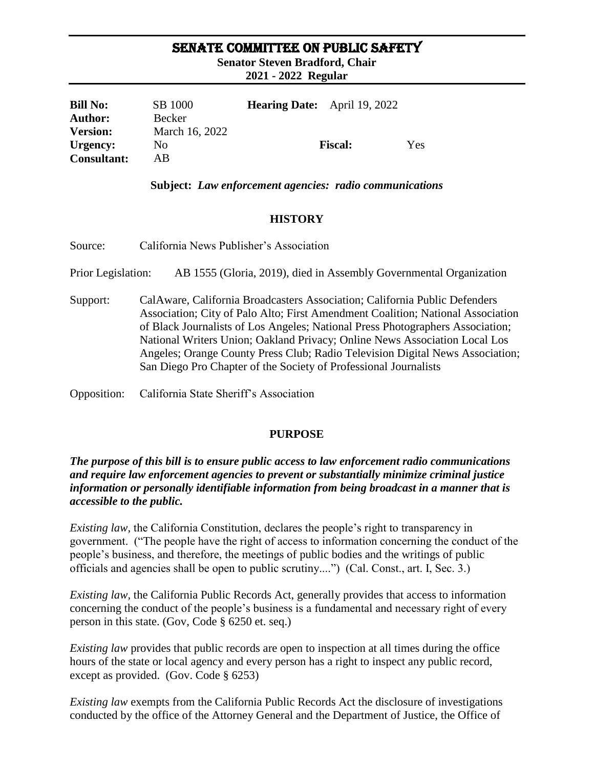# SENATE COMMITTEE ON PUBLIC SAFETY

**Senator Steven Bradford, Chair**
**2021 - 2022 Regular**

| | | | |
|---|---|---|---|
| **Bill No:** | SB 1000 | **Hearing Date:** | April 19, 2022 |
| **Author:** | Becker | | |
| **Version:** | March 16, 2022 | | |
| **Urgency:** | No | **Fiscal:** | Yes |
| **Consultant:** | AB | | |

**Subject:** ***Law enforcement agencies: radio communications***

## HISTORY

Source: California News Publisher's Association

Prior Legislation: AB 1555 (Gloria, 2019), died in Assembly Governmental Organization

Support: CalAware, California Broadcasters Association; California Public Defenders Association; City of Palo Alto; First Amendment Coalition; National Association of Black Journalists of Los Angeles; National Press Photographers Association; National Writers Union; Oakland Privacy; Online News Association Local Los Angeles; Orange County Press Club; Radio Television Digital News Association; San Diego Pro Chapter of the Society of Professional Journalists

Opposition: California State Sheriff's Association

## PURPOSE

***The purpose of this bill is to ensure public access to law enforcement radio communications and require law enforcement agencies to prevent or substantially minimize criminal justice information or personally identifiable information from being broadcast in a manner that is accessible to the public.***

*Existing law*, the California Constitution, declares the people's right to transparency in government. ("The people have the right of access to information concerning the conduct of the people's business, and therefore, the meetings of public bodies and the writings of public officials and agencies shall be open to public scrutiny....") (Cal. Const., art. I, Sec. 3.)

*Existing law*, the California Public Records Act, generally provides that access to information concerning the conduct of the people's business is a fundamental and necessary right of every person in this state. (Gov, Code § 6250 et. seq.)

*Existing law* provides that public records are open to inspection at all times during the office hours of the state or local agency and every person has a right to inspect any public record, except as provided. (Gov. Code § 6253)

*Existing law* exempts from the California Public Records Act the disclosure of investigations conducted by the office of the Attorney General and the Department of Justice, the Office of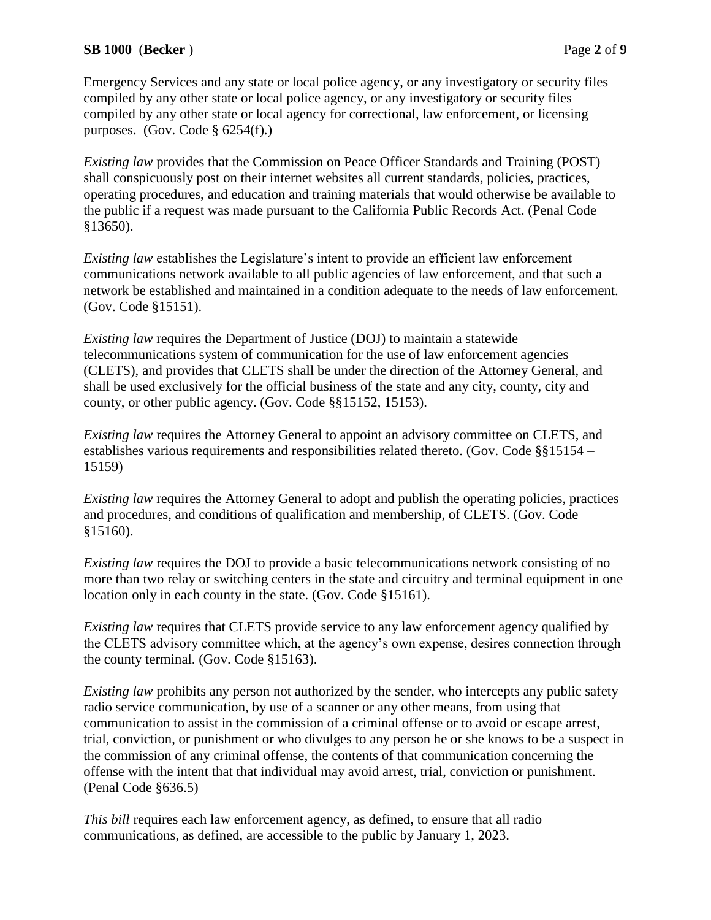Emergency Services and any state or local police agency, or any investigatory or security files compiled by any other state or local police agency, or any investigatory or security files compiled by any other state or local agency for correctional, law enforcement, or licensing purposes. (Gov. Code § 6254(f).)

*Existing law* provides that the Commission on Peace Officer Standards and Training (POST) shall conspicuously post on their internet websites all current standards, policies, practices, operating procedures, and education and training materials that would otherwise be available to the public if a request was made pursuant to the California Public Records Act. (Penal Code §13650).

*Existing law* establishes the Legislature's intent to provide an efficient law enforcement communications network available to all public agencies of law enforcement, and that such a network be established and maintained in a condition adequate to the needs of law enforcement. (Gov. Code §15151).

*Existing law* requires the Department of Justice (DOJ) to maintain a statewide telecommunications system of communication for the use of law enforcement agencies (CLETS), and provides that CLETS shall be under the direction of the Attorney General, and shall be used exclusively for the official business of the state and any city, county, city and county, or other public agency. (Gov. Code §§15152, 15153).

*Existing law* requires the Attorney General to appoint an advisory committee on CLETS, and establishes various requirements and responsibilities related thereto. (Gov. Code §§15154 – 15159)

*Existing law* requires the Attorney General to adopt and publish the operating policies, practices and procedures, and conditions of qualification and membership, of CLETS. (Gov. Code §15160).

*Existing law* requires the DOJ to provide a basic telecommunications network consisting of no more than two relay or switching centers in the state and circuitry and terminal equipment in one location only in each county in the state. (Gov. Code §15161).

*Existing law* requires that CLETS provide service to any law enforcement agency qualified by the CLETS advisory committee which, at the agency's own expense, desires connection through the county terminal. (Gov. Code §15163).

*Existing law* prohibits any person not authorized by the sender, who intercepts any public safety radio service communication, by use of a scanner or any other means, from using that communication to assist in the commission of a criminal offense or to avoid or escape arrest, trial, conviction, or punishment or who divulges to any person he or she knows to be a suspect in the commission of any criminal offense, the contents of that communication concerning the offense with the intent that that individual may avoid arrest, trial, conviction or punishment. (Penal Code §636.5)

*This bill* requires each law enforcement agency, as defined, to ensure that all radio communications, as defined, are accessible to the public by January 1, 2023.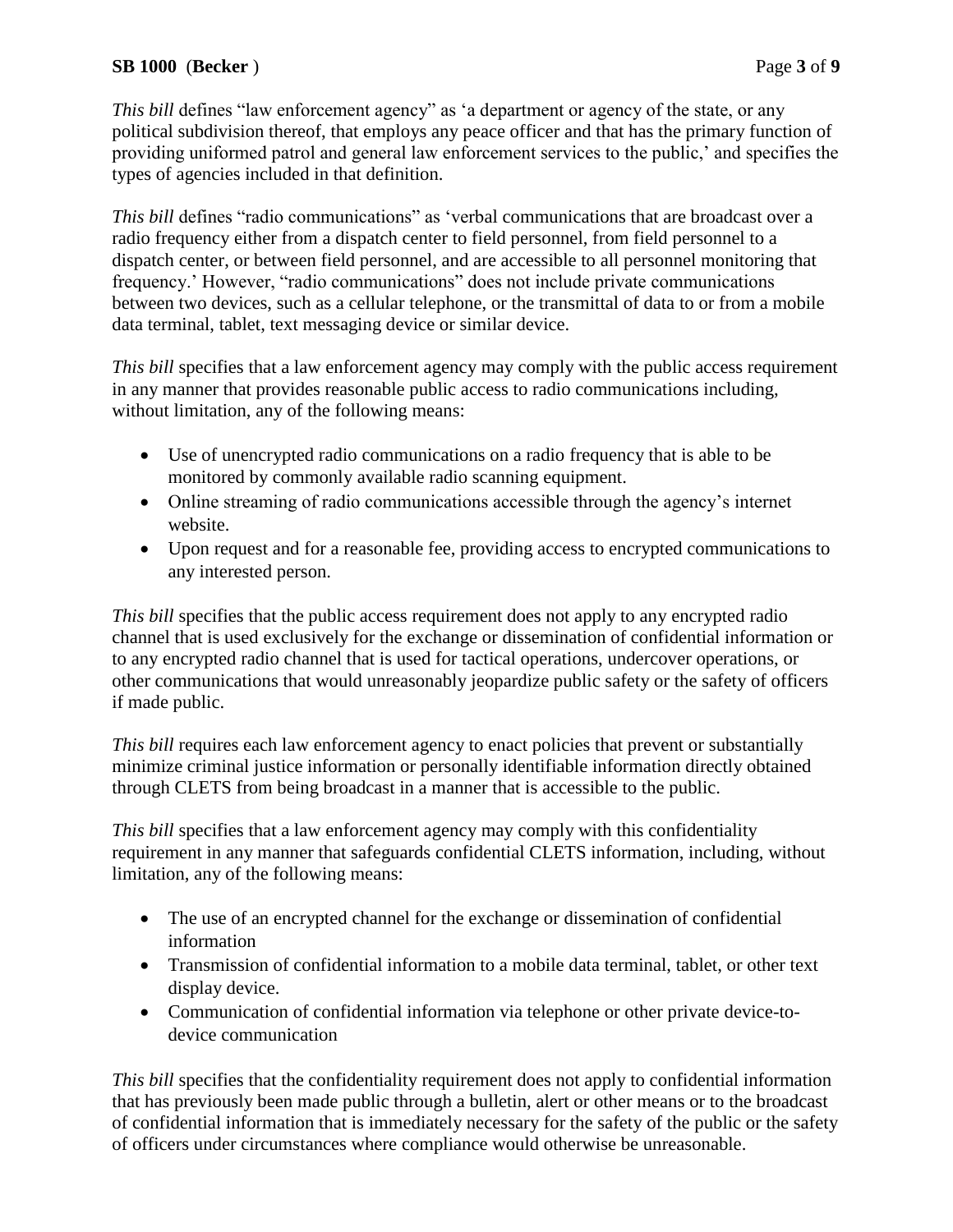*This bill* defines "law enforcement agency" as 'a department or agency of the state, or any political subdivision thereof, that employs any peace officer and that has the primary function of providing uniformed patrol and general law enforcement services to the public,' and specifies the types of agencies included in that definition.

*This bill* defines "radio communications" as 'verbal communications that are broadcast over a radio frequency either from a dispatch center to field personnel, from field personnel to a dispatch center, or between field personnel, and are accessible to all personnel monitoring that frequency.' However, "radio communications" does not include private communications between two devices, such as a cellular telephone, or the transmittal of data to or from a mobile data terminal, tablet, text messaging device or similar device.

*This bill* specifies that a law enforcement agency may comply with the public access requirement in any manner that provides reasonable public access to radio communications including, without limitation, any of the following means:

- Use of unencrypted radio communications on a radio frequency that is able to be monitored by commonly available radio scanning equipment.
- Online streaming of radio communications accessible through the agency's internet website.
- Upon request and for a reasonable fee, providing access to encrypted communications to any interested person.

*This bill* specifies that the public access requirement does not apply to any encrypted radio channel that is used exclusively for the exchange or dissemination of confidential information or to any encrypted radio channel that is used for tactical operations, undercover operations, or other communications that would unreasonably jeopardize public safety or the safety of officers if made public.

*This bill* requires each law enforcement agency to enact policies that prevent or substantially minimize criminal justice information or personally identifiable information directly obtained through CLETS from being broadcast in a manner that is accessible to the public.

*This bill* specifies that a law enforcement agency may comply with this confidentiality requirement in any manner that safeguards confidential CLETS information, including, without limitation, any of the following means:

- The use of an encrypted channel for the exchange or dissemination of confidential information
- Transmission of confidential information to a mobile data terminal, tablet, or other text display device.
- Communication of confidential information via telephone or other private device-to-device communication

*This bill* specifies that the confidentiality requirement does not apply to confidential information that has previously been made public through a bulletin, alert or other means or to the broadcast of confidential information that is immediately necessary for the safety of the public or the safety of officers under circumstances where compliance would otherwise be unreasonable.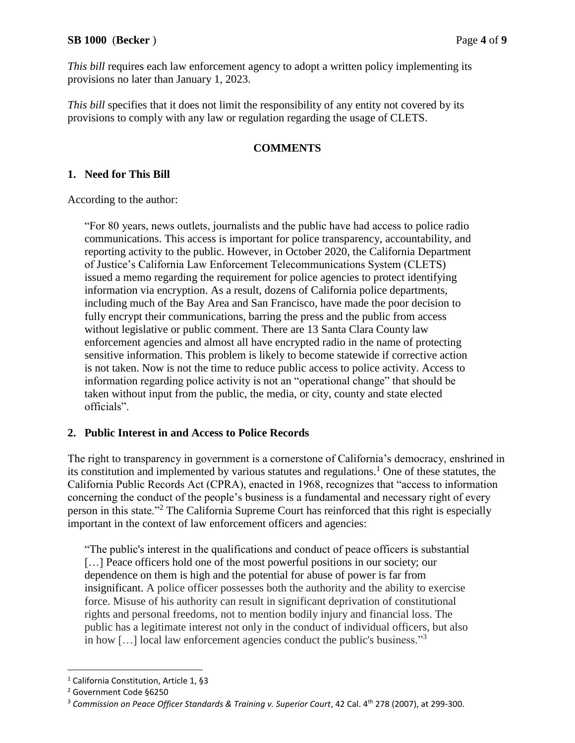*This bill* requires each law enforcement agency to adopt a written policy implementing its provisions no later than January 1, 2023.

*This bill* specifies that it does not limit the responsibility of any entity not covered by its provisions to comply with any law or regulation regarding the usage of CLETS.

## COMMENTS

### 1. Need for This Bill

According to the author:

> "For 80 years, news outlets, journalists and the public have had access to police radio communications. This access is important for police transparency, accountability, and reporting activity to the public. However, in October 2020, the California Department of Justice's California Law Enforcement Telecommunications System (CLETS) issued a memo regarding the requirement for police agencies to protect identifying information via encryption. As a result, dozens of California police departments, including much of the Bay Area and San Francisco, have made the poor decision to fully encrypt their communications, barring the press and the public from access without legislative or public comment. There are 13 Santa Clara County law enforcement agencies and almost all have encrypted radio in the name of protecting sensitive information. This problem is likely to become statewide if corrective action is not taken. Now is not the time to reduce public access to police activity. Access to information regarding police activity is not an "operational change" that should be taken without input from the public, the media, or city, county and state elected officials".

### 2. Public Interest in and Access to Police Records

The right to transparency in government is a cornerstone of California's democracy, enshrined in its constitution and implemented by various statutes and regulations.[1] One of these statutes, the California Public Records Act (CPRA), enacted in 1968, recognizes that "access to information concerning the conduct of the people's business is a fundamental and necessary right of every person in this state."[2] The California Supreme Court has reinforced that this right is especially important in the context of law enforcement officers and agencies:

> "The public's interest in the qualifications and conduct of peace officers is substantial […] Peace officers hold one of the most powerful positions in our society; our dependence on them is high and the potential for abuse of power is far from insignificant. A police officer possesses both the authority and the ability to exercise force. Misuse of his authority can result in significant deprivation of constitutional rights and personal freedoms, not to mention bodily injury and financial loss. The public has a legitimate interest not only in the conduct of individual officers, but also in how […] local law enforcement agencies conduct the public's business."[3]

---

[1] California Constitution, Article 1, §3

[2] Government Code §6250

[3] *Commission on Peace Officer Standards & Training v. Superior Court*, 42 Cal. 4th 278 (2007), at 299-300.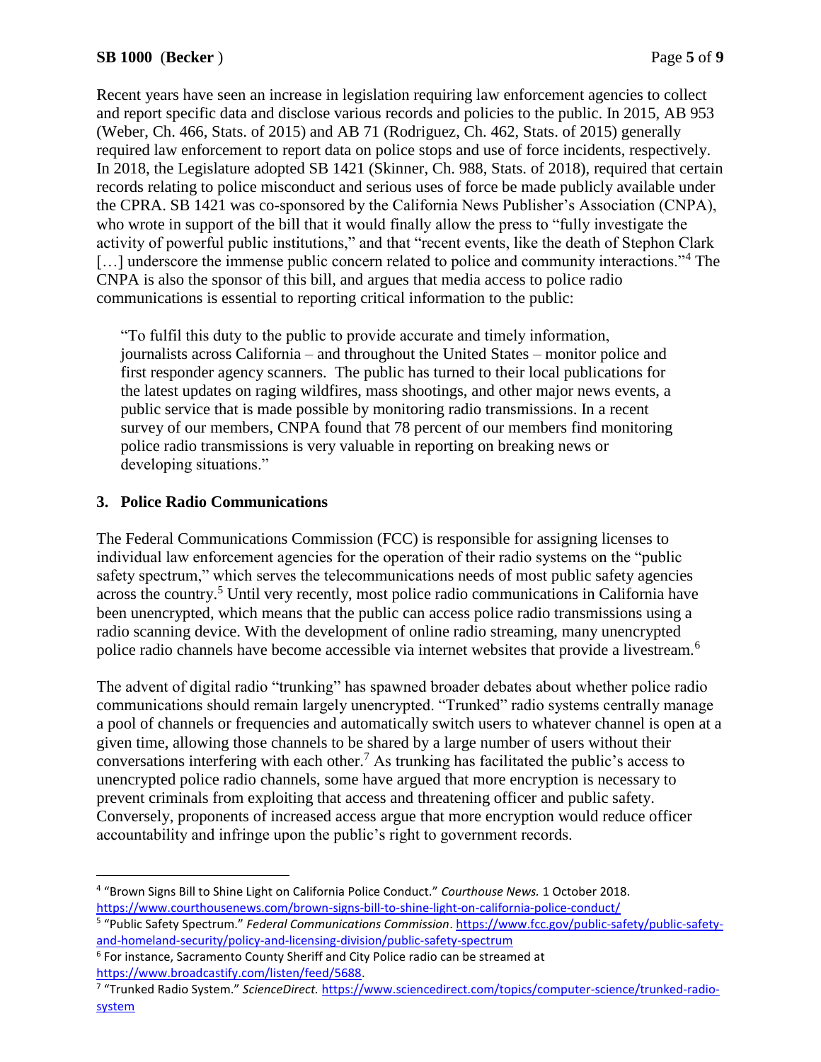Recent years have seen an increase in legislation requiring law enforcement agencies to collect and report specific data and disclose various records and policies to the public. In 2015, AB 953 (Weber, Ch. 466, Stats. of 2015) and AB 71 (Rodriguez, Ch. 462, Stats. of 2015) generally required law enforcement to report data on police stops and use of force incidents, respectively. In 2018, the Legislature adopted SB 1421 (Skinner, Ch. 988, Stats. of 2018), required that certain records relating to police misconduct and serious uses of force be made publicly available under the CPRA. SB 1421 was co-sponsored by the California News Publisher's Association (CNPA), who wrote in support of the bill that it would finally allow the press to "fully investigate the activity of powerful public institutions," and that "recent events, like the death of Stephon Clark […] underscore the immense public concern related to police and community interactions."[4] The CNPA is also the sponsor of this bill, and argues that media access to police radio communications is essential to reporting critical information to the public:

> "To fulfil this duty to the public to provide accurate and timely information, journalists across California – and throughout the United States – monitor police and first responder agency scanners. The public has turned to their local publications for the latest updates on raging wildfires, mass shootings, and other major news events, a public service that is made possible by monitoring radio transmissions. In a recent survey of our members, CNPA found that 78 percent of our members find monitoring police radio transmissions is very valuable in reporting on breaking news or developing situations."

### 3. Police Radio Communications

The Federal Communications Commission (FCC) is responsible for assigning licenses to individual law enforcement agencies for the operation of their radio systems on the "public safety spectrum," which serves the telecommunications needs of most public safety agencies across the country.[5] Until very recently, most police radio communications in California have been unencrypted, which means that the public can access police radio transmissions using a radio scanning device. With the development of online radio streaming, many unencrypted police radio channels have become accessible via internet websites that provide a livestream.[6]

The advent of digital radio "trunking" has spawned broader debates about whether police radio communications should remain largely unencrypted. "Trunked" radio systems centrally manage a pool of channels or frequencies and automatically switch users to whatever channel is open at a given time, allowing those channels to be shared by a large number of users without their conversations interfering with each other.[7] As trunking has facilitated the public's access to unencrypted police radio channels, some have argued that more encryption is necessary to prevent criminals from exploiting that access and threatening officer and public safety. Conversely, proponents of increased access argue that more encryption would reduce officer accountability and infringe upon the public's right to government records.

---

[4] "Brown Signs Bill to Shine Light on California Police Conduct." *Courthouse News.* 1 October 2018. https://www.courthousenews.com/brown-signs-bill-to-shine-light-on-california-police-conduct/

[5] "Public Safety Spectrum." *Federal Communications Commission*. https://www.fcc.gov/public-safety/public-safety-and-homeland-security/policy-and-licensing-division/public-safety-spectrum

[6] For instance, Sacramento County Sheriff and City Police radio can be streamed at https://www.broadcastify.com/listen/feed/5688.

[7] "Trunked Radio System." *ScienceDirect.* https://www.sciencedirect.com/topics/computer-science/trunked-radio-system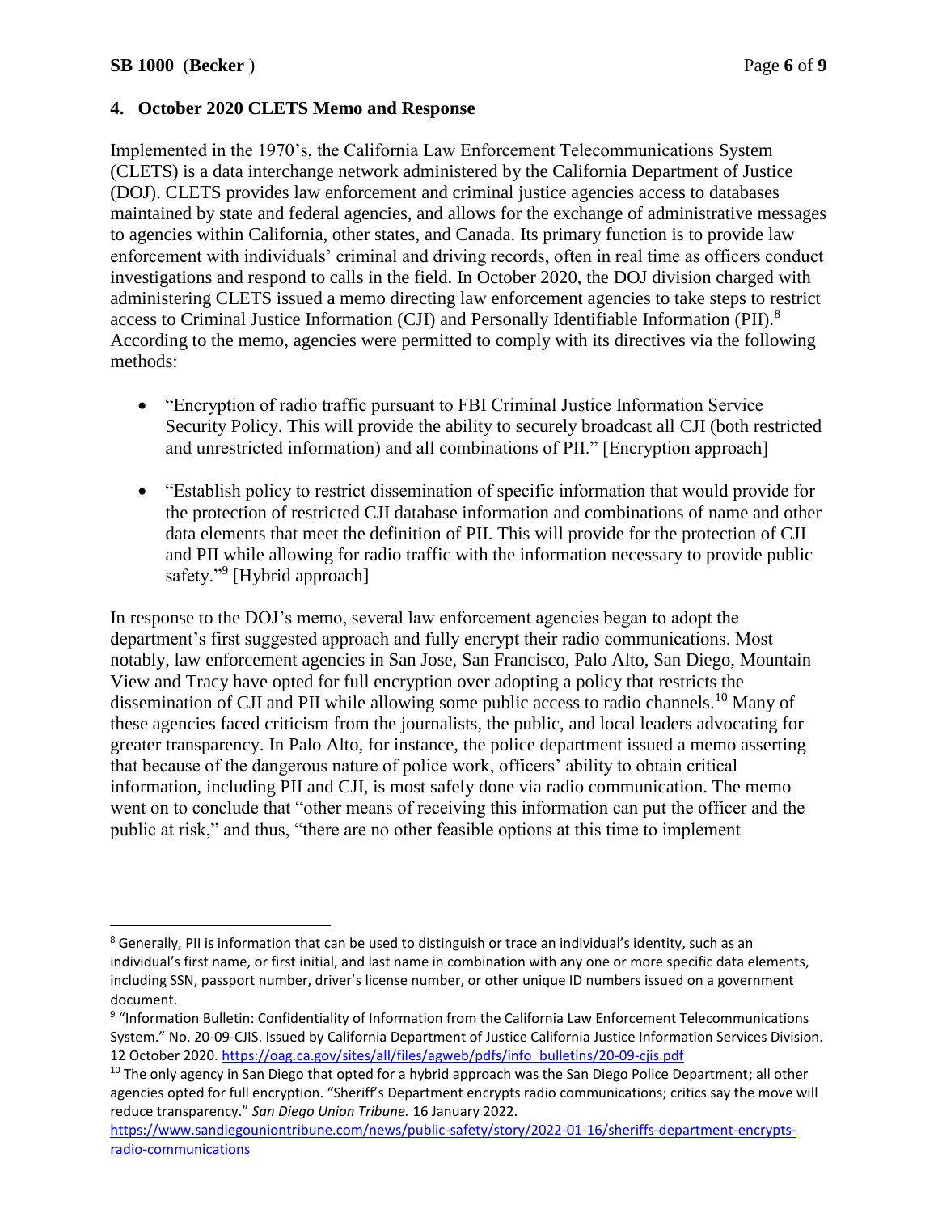### 4. October 2020 CLETS Memo and Response

Implemented in the 1970's, the California Law Enforcement Telecommunications System (CLETS) is a data interchange network administered by the California Department of Justice (DOJ). CLETS provides law enforcement and criminal justice agencies access to databases maintained by state and federal agencies, and allows for the exchange of administrative messages to agencies within California, other states, and Canada. Its primary function is to provide law enforcement with individuals' criminal and driving records, often in real time as officers conduct investigations and respond to calls in the field. In October 2020, the DOJ division charged with administering CLETS issued a memo directing law enforcement agencies to take steps to restrict access to Criminal Justice Information (CJI) and Personally Identifiable Information (PII).[8] According to the memo, agencies were permitted to comply with its directives via the following methods:

- "Encryption of radio traffic pursuant to FBI Criminal Justice Information Service Security Policy. This will provide the ability to securely broadcast all CJI (both restricted and unrestricted information) and all combinations of PII." [Encryption approach]

- "Establish policy to restrict dissemination of specific information that would provide for the protection of restricted CJI database information and combinations of name and other data elements that meet the definition of PII. This will provide for the protection of CJI and PII while allowing for radio traffic with the information necessary to provide public safety."[9] [Hybrid approach]

In response to the DOJ's memo, several law enforcement agencies began to adopt the department's first suggested approach and fully encrypt their radio communications. Most notably, law enforcement agencies in San Jose, San Francisco, Palo Alto, San Diego, Mountain View and Tracy have opted for full encryption over adopting a policy that restricts the dissemination of CJI and PII while allowing some public access to radio channels.[10] Many of these agencies faced criticism from the journalists, the public, and local leaders advocating for greater transparency. In Palo Alto, for instance, the police department issued a memo asserting that because of the dangerous nature of police work, officers' ability to obtain critical information, including PII and CJI, is most safely done via radio communication. The memo went on to conclude that "other means of receiving this information can put the officer and the public at risk," and thus, "there are no other feasible options at this time to implement

---

[8] Generally, PII is information that can be used to distinguish or trace an individual's identity, such as an individual's first name, or first initial, and last name in combination with any one or more specific data elements, including SSN, passport number, driver's license number, or other unique ID numbers issued on a government document.

[9] "Information Bulletin: Confidentiality of Information from the California Law Enforcement Telecommunications System." No. 20-09-CJIS. Issued by California Department of Justice California Justice Information Services Division. 12 October 2020. https://oag.ca.gov/sites/all/files/agweb/pdfs/info_bulletins/20-09-cjis.pdf

[10] The only agency in San Diego that opted for a hybrid approach was the San Diego Police Department; all other agencies opted for full encryption. "Sheriff's Department encrypts radio communications; critics say the move will reduce transparency." *San Diego Union Tribune.* 16 January 2022. https://www.sandiegouniontribune.com/news/public-safety/story/2022-01-16/sheriffs-department-encrypts-radio-communications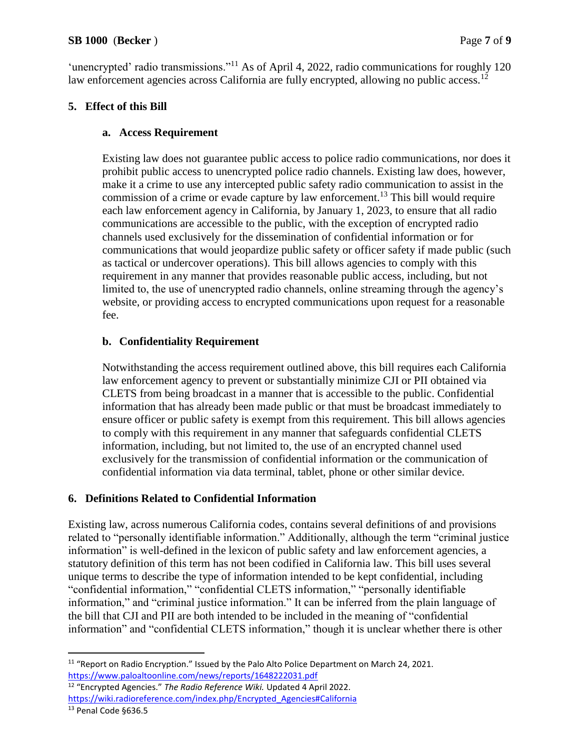'unencrypted' radio transmissions."[11] As of April 4, 2022, radio communications for roughly 120 law enforcement agencies across California are fully encrypted, allowing no public access.[12]

## 5. Effect of this Bill

### a. Access Requirement

Existing law does not guarantee public access to police radio communications, nor does it prohibit public access to unencrypted police radio channels. Existing law does, however, make it a crime to use any intercepted public safety radio communication to assist in the commission of a crime or evade capture by law enforcement.[13] This bill would require each law enforcement agency in California, by January 1, 2023, to ensure that all radio communications are accessible to the public, with the exception of encrypted radio channels used exclusively for the dissemination of confidential information or for communications that would jeopardize public safety or officer safety if made public (such as tactical or undercover operations). This bill allows agencies to comply with this requirement in any manner that provides reasonable public access, including, but not limited to, the use of unencrypted radio channels, online streaming through the agency's website, or providing access to encrypted communications upon request for a reasonable fee.

### b. Confidentiality Requirement

Notwithstanding the access requirement outlined above, this bill requires each California law enforcement agency to prevent or substantially minimize CJI or PII obtained via CLETS from being broadcast in a manner that is accessible to the public. Confidential information that has already been made public or that must be broadcast immediately to ensure officer or public safety is exempt from this requirement. This bill allows agencies to comply with this requirement in any manner that safeguards confidential CLETS information, including, but not limited to, the use of an encrypted channel used exclusively for the transmission of confidential information or the communication of confidential information via data terminal, tablet, phone or other similar device.

## 6. Definitions Related to Confidential Information

Existing law, across numerous California codes, contains several definitions of and provisions related to "personally identifiable information." Additionally, although the term "criminal justice information" is well-defined in the lexicon of public safety and law enforcement agencies, a statutory definition of this term has not been codified in California law. This bill uses several unique terms to describe the type of information intended to be kept confidential, including "confidential information," "confidential CLETS information," "personally identifiable information," and "criminal justice information." It can be inferred from the plain language of the bill that CJI and PII are both intended to be included in the meaning of "confidential information" and "confidential CLETS information," though it is unclear whether there is other

---

[11] "Report on Radio Encryption." Issued by the Palo Alto Police Department on March 24, 2021. https://www.paloaltoonline.com/news/reports/1648222031.pdf

[12] "Encrypted Agencies." *The Radio Reference Wiki.* Updated 4 April 2022. https://wiki.radioreference.com/index.php/Encrypted_Agencies#California

[13] Penal Code §636.5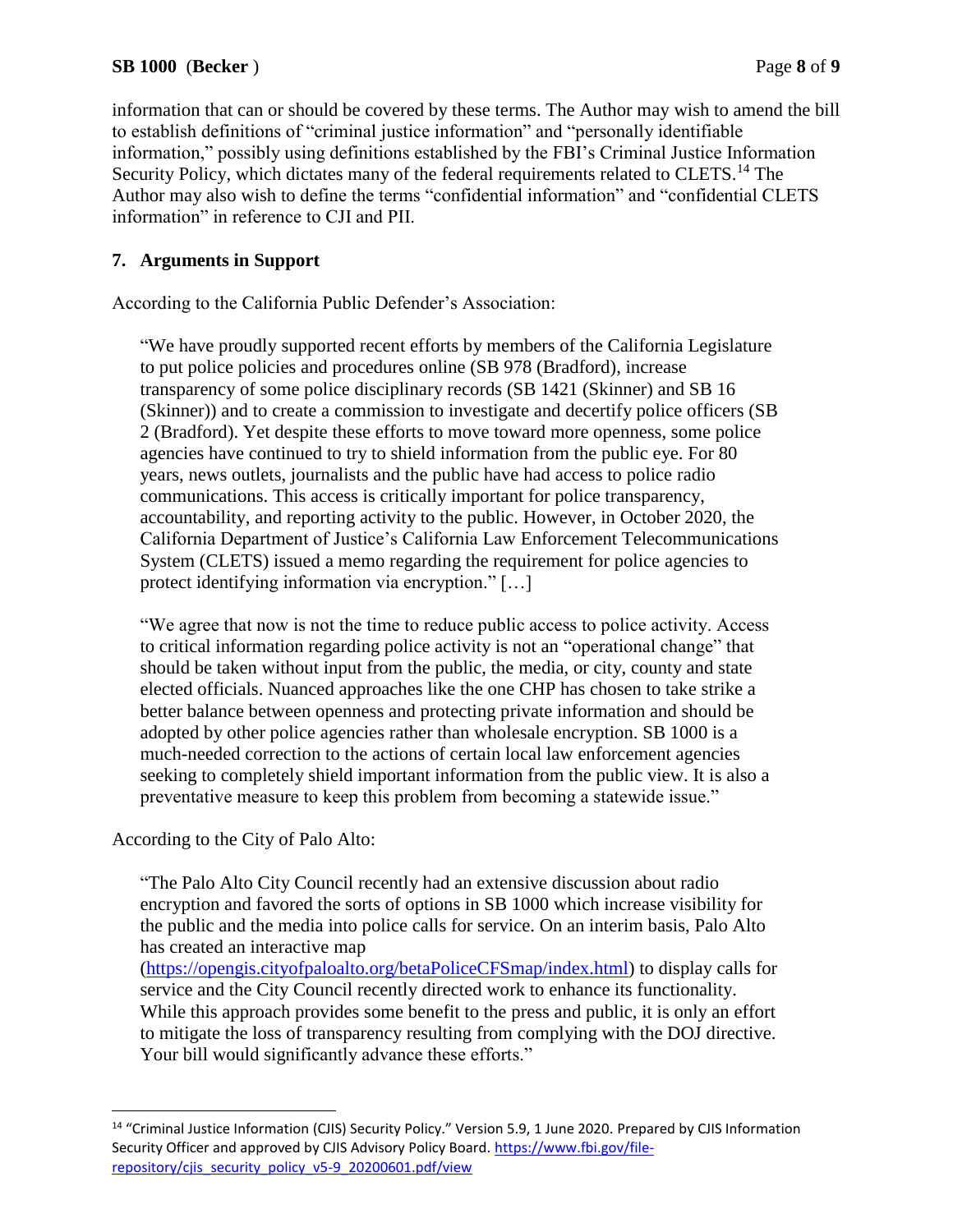information that can or should be covered by these terms. The Author may wish to amend the bill to establish definitions of "criminal justice information" and "personally identifiable information," possibly using definitions established by the FBI's Criminal Justice Information Security Policy, which dictates many of the federal requirements related to CLETS.[14] The Author may also wish to define the terms "confidential information" and "confidential CLETS information" in reference to CJI and PII.

### 7. Arguments in Support

According to the California Public Defender's Association:

> "We have proudly supported recent efforts by members of the California Legislature to put police policies and procedures online (SB 978 (Bradford), increase transparency of some police disciplinary records (SB 1421 (Skinner) and SB 16 (Skinner)) and to create a commission to investigate and decertify police officers (SB 2 (Bradford). Yet despite these efforts to move toward more openness, some police agencies have continued to try to shield information from the public eye. For 80 years, news outlets, journalists and the public have had access to police radio communications. This access is critically important for police transparency, accountability, and reporting activity to the public. However, in October 2020, the California Department of Justice's California Law Enforcement Telecommunications System (CLETS) issued a memo regarding the requirement for police agencies to protect identifying information via encryption." […]
>
> "We agree that now is not the time to reduce public access to police activity. Access to critical information regarding police activity is not an "operational change" that should be taken without input from the public, the media, or city, county and state elected officials. Nuanced approaches like the one CHP has chosen to take strike a better balance between openness and protecting private information and should be adopted by other police agencies rather than wholesale encryption. SB 1000 is a much-needed correction to the actions of certain local law enforcement agencies seeking to completely shield important information from the public view. It is also a preventative measure to keep this problem from becoming a statewide issue."

According to the City of Palo Alto:

> "The Palo Alto City Council recently had an extensive discussion about radio encryption and favored the sorts of options in SB 1000 which increase visibility for the public and the media into police calls for service. On an interim basis, Palo Alto has created an interactive map (https://opengis.cityofpaloalto.org/betaPoliceCFSmap/index.html) to display calls for service and the City Council recently directed work to enhance its functionality. While this approach provides some benefit to the press and public, it is only an effort to mitigate the loss of transparency resulting from complying with the DOJ directive. Your bill would significantly advance these efforts."

---

[14] "Criminal Justice Information (CJIS) Security Policy." Version 5.9, 1 June 2020. Prepared by CJIS Information Security Officer and approved by CJIS Advisory Policy Board. https://www.fbi.gov/file-repository/cjis_security_policy_v5-9_20200601.pdf/view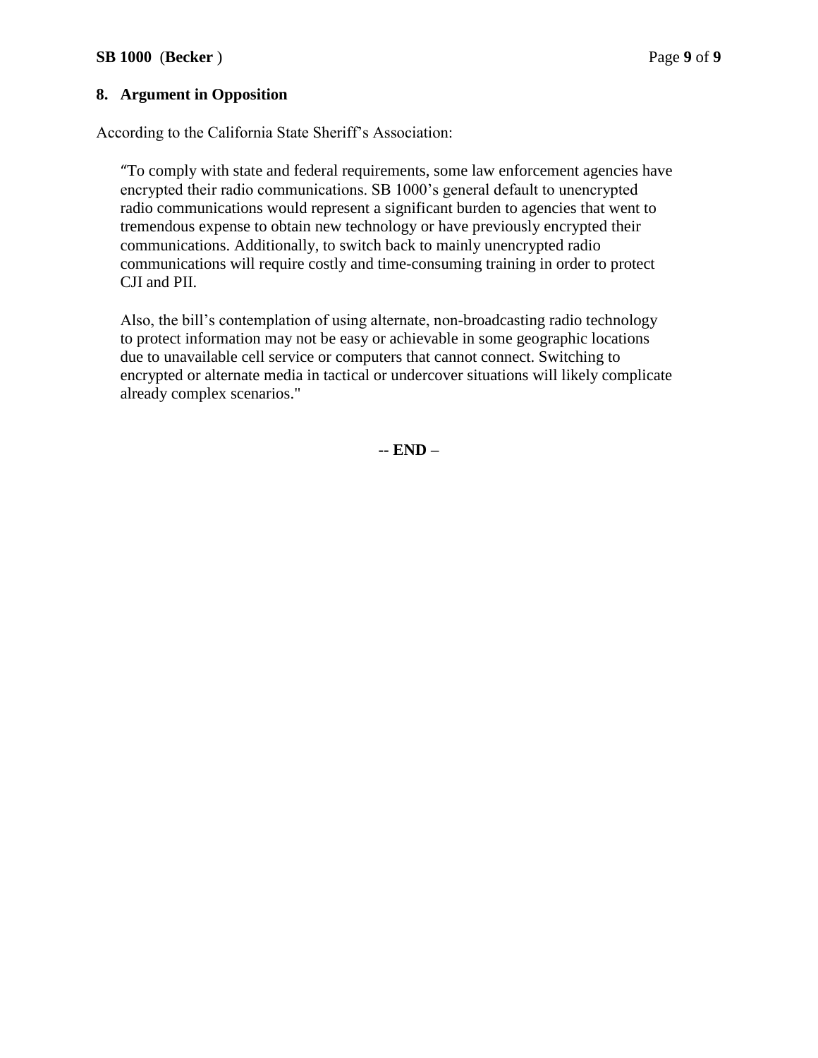## 8. Argument in Opposition

According to the California State Sheriff's Association:

> "To comply with state and federal requirements, some law enforcement agencies have encrypted their radio communications. SB 1000's general default to unencrypted radio communications would represent a significant burden to agencies that went to tremendous expense to obtain new technology or have previously encrypted their communications. Additionally, to switch back to mainly unencrypted radio communications will require costly and time-consuming training in order to protect CJI and PII.
>
> Also, the bill's contemplation of using alternate, non-broadcasting radio technology to protect information may not be easy or achievable in some geographic locations due to unavailable cell service or computers that cannot connect. Switching to encrypted or alternate media in tactical or undercover situations will likely complicate already complex scenarios."

**-- END –**